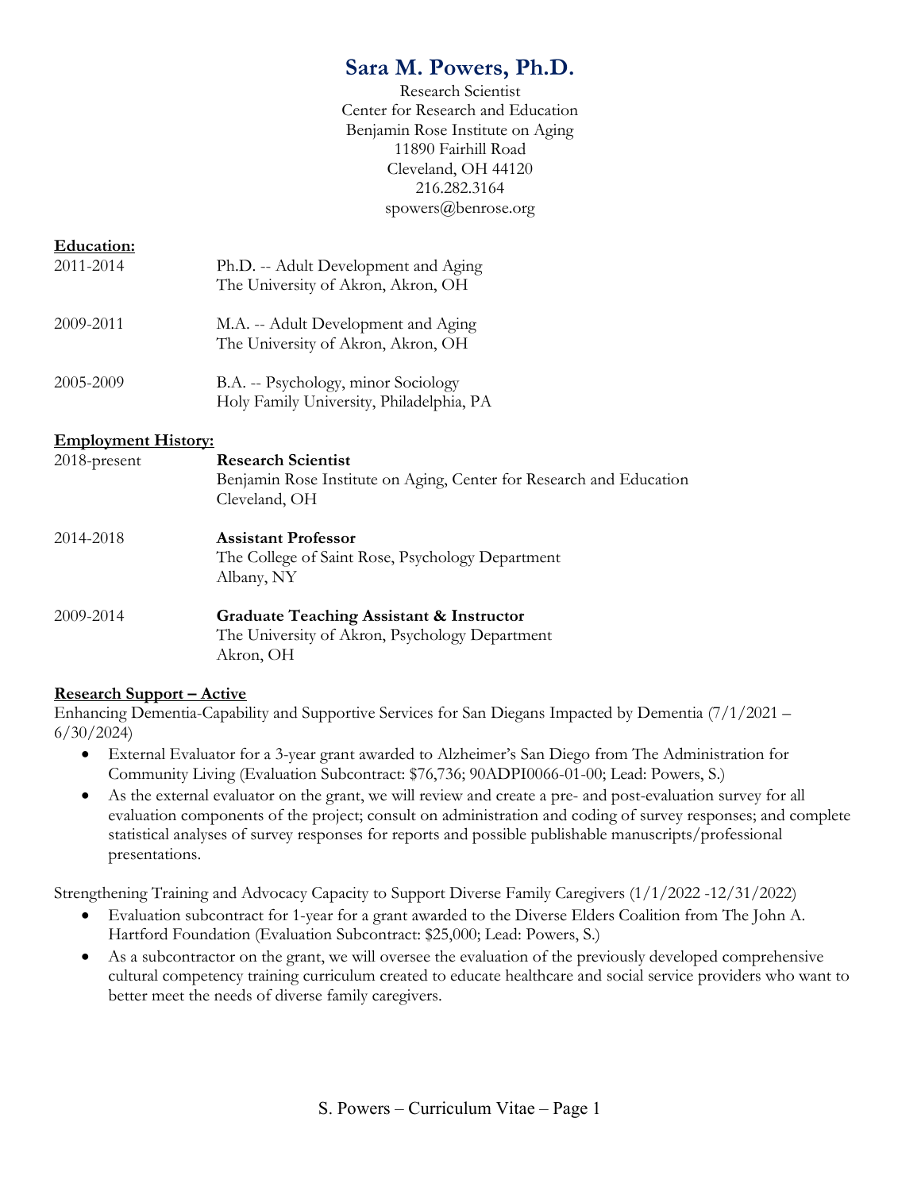# Sara M. Powers, Ph.D.

Research Scientist
Center for Research and Education
Benjamin Rose Institute on Aging
11890 Fairhill Road
Cleveland, OH 44120
216.282.3164
spowers@benrose.org

## Education:

| | |
|---|---|
| 2011-2014 | Ph.D. -- Adult Development and Aging<br>The University of Akron, Akron, OH |
| 2009-2011 | M.A. -- Adult Development and Aging<br>The University of Akron, Akron, OH |
| 2005-2009 | B.A. -- Psychology, minor Sociology<br>Holy Family University, Philadelphia, PA |

## Employment History:

| | |
|---|---|
| 2018-present | **Research Scientist**<br>Benjamin Rose Institute on Aging, Center for Research and Education<br>Cleveland, OH |
| 2014-2018 | **Assistant Professor**<br>The College of Saint Rose, Psychology Department<br>Albany, NY |
| 2009-2014 | **Graduate Teaching Assistant & Instructor**<br>The University of Akron, Psychology Department<br>Akron, OH |

## Research Support – Active

Enhancing Dementia-Capability and Supportive Services for San Diegans Impacted by Dementia (7/1/2021 – 6/30/2024)

- External Evaluator for a 3-year grant awarded to Alzheimer's San Diego from The Administration for Community Living (Evaluation Subcontract: $76,736; 90ADPI0066-01-00; Lead: Powers, S.)
- As the external evaluator on the grant, we will review and create a pre- and post-evaluation survey for all evaluation components of the project; consult on administration and coding of survey responses; and complete statistical analyses of survey responses for reports and possible publishable manuscripts/professional presentations.

Strengthening Training and Advocacy Capacity to Support Diverse Family Caregivers (1/1/2022 -12/31/2022)

- Evaluation subcontract for 1-year for a grant awarded to the Diverse Elders Coalition from The John A. Hartford Foundation (Evaluation Subcontract: $25,000; Lead: Powers, S.)
- As a subcontractor on the grant, we will oversee the evaluation of the previously developed comprehensive cultural competency training curriculum created to educate healthcare and social service providers who want to better meet the needs of diverse family caregivers.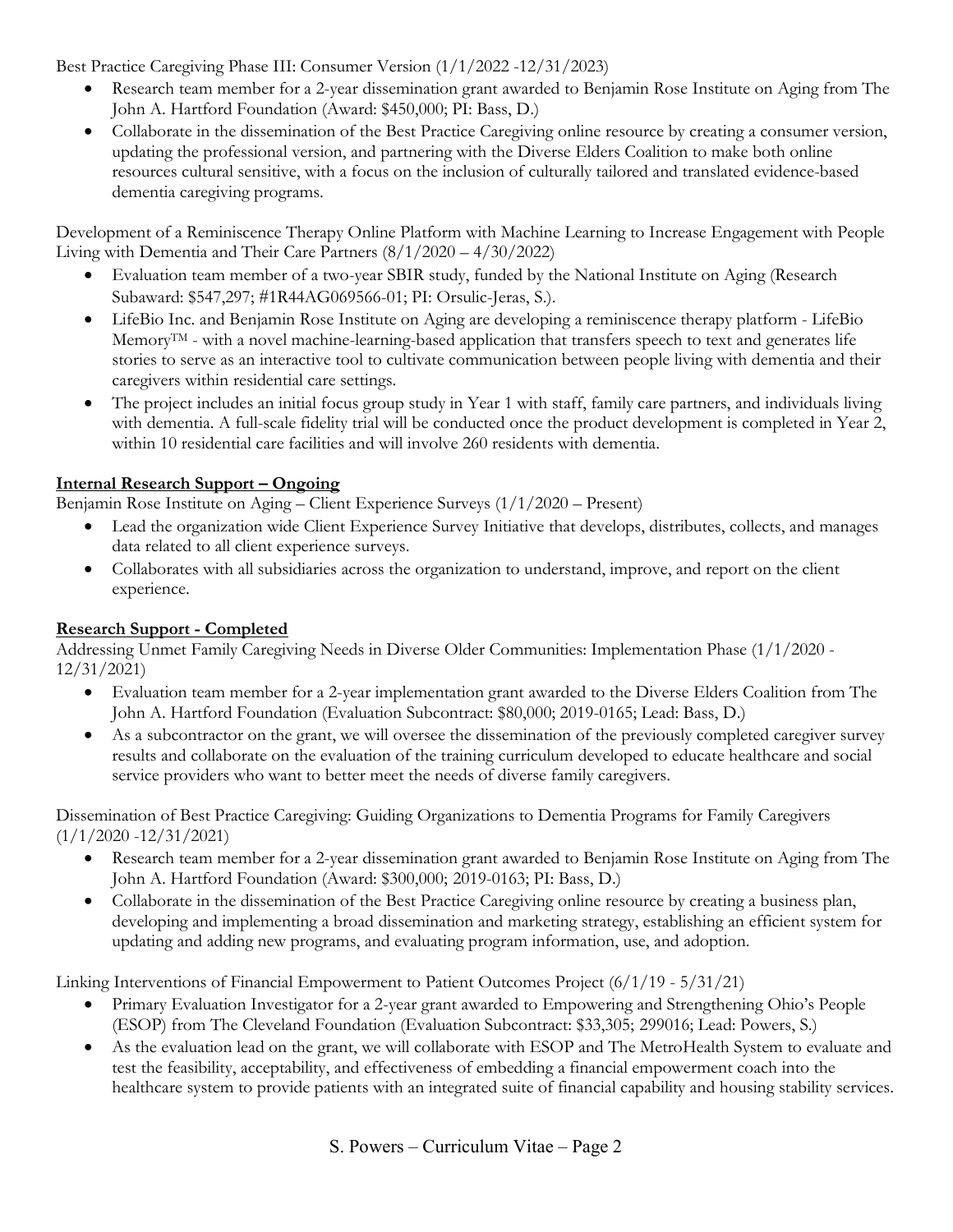Best Practice Caregiving Phase III: Consumer Version (1/1/2022 -12/31/2023)

- Research team member for a 2-year dissemination grant awarded to Benjamin Rose Institute on Aging from The John A. Hartford Foundation (Award: $450,000; PI: Bass, D.)
- Collaborate in the dissemination of the Best Practice Caregiving online resource by creating a consumer version, updating the professional version, and partnering with the Diverse Elders Coalition to make both online resources cultural sensitive, with a focus on the inclusion of culturally tailored and translated evidence-based dementia caregiving programs.

Development of a Reminiscence Therapy Online Platform with Machine Learning to Increase Engagement with People Living with Dementia and Their Care Partners (8/1/2020 – 4/30/2022)

- Evaluation team member of a two-year SBIR study, funded by the National Institute on Aging (Research Subaward: $547,297; #1R44AG069566-01; PI: Orsulic-Jeras, S.).
- LifeBio Inc. and Benjamin Rose Institute on Aging are developing a reminiscence therapy platform - LifeBio Memory™ - with a novel machine-learning-based application that transfers speech to text and generates life stories to serve as an interactive tool to cultivate communication between people living with dementia and their caregivers within residential care settings.
- The project includes an initial focus group study in Year 1 with staff, family care partners, and individuals living with dementia. A full-scale fidelity trial will be conducted once the product development is completed in Year 2, within 10 residential care facilities and will involve 260 residents with dementia.

**Internal Research Support – Ongoing**

Benjamin Rose Institute on Aging – Client Experience Surveys (1/1/2020 – Present)

- Lead the organization wide Client Experience Survey Initiative that develops, distributes, collects, and manages data related to all client experience surveys.
- Collaborates with all subsidiaries across the organization to understand, improve, and report on the client experience.

**Research Support - Completed**

Addressing Unmet Family Caregiving Needs in Diverse Older Communities: Implementation Phase (1/1/2020 - 12/31/2021)

- Evaluation team member for a 2-year implementation grant awarded to the Diverse Elders Coalition from The John A. Hartford Foundation (Evaluation Subcontract: $80,000; 2019-0165; Lead: Bass, D.)
- As a subcontractor on the grant, we will oversee the dissemination of the previously completed caregiver survey results and collaborate on the evaluation of the training curriculum developed to educate healthcare and social service providers who want to better meet the needs of diverse family caregivers.

Dissemination of Best Practice Caregiving: Guiding Organizations to Dementia Programs for Family Caregivers (1/1/2020 -12/31/2021)

- Research team member for a 2-year dissemination grant awarded to Benjamin Rose Institute on Aging from The John A. Hartford Foundation (Award: $300,000; 2019-0163; PI: Bass, D.)
- Collaborate in the dissemination of the Best Practice Caregiving online resource by creating a business plan, developing and implementing a broad dissemination and marketing strategy, establishing an efficient system for updating and adding new programs, and evaluating program information, use, and adoption.

Linking Interventions of Financial Empowerment to Patient Outcomes Project (6/1/19 - 5/31/21)

- Primary Evaluation Investigator for a 2-year grant awarded to Empowering and Strengthening Ohio's People (ESOP) from The Cleveland Foundation (Evaluation Subcontract: $33,305; 299016; Lead: Powers, S.)
- As the evaluation lead on the grant, we will collaborate with ESOP and The MetroHealth System to evaluate and test the feasibility, acceptability, and effectiveness of embedding a financial empowerment coach into the healthcare system to provide patients with an integrated suite of financial capability and housing stability services.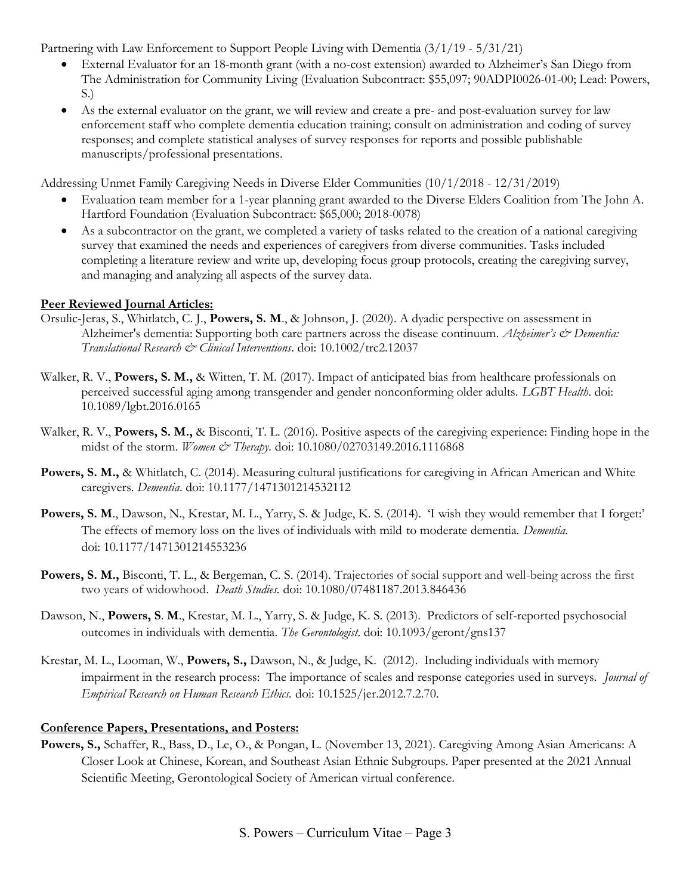Partnering with Law Enforcement to Support People Living with Dementia (3/1/19 - 5/31/21)

- External Evaluator for an 18-month grant (with a no-cost extension) awarded to Alzheimer's San Diego from The Administration for Community Living (Evaluation Subcontract: $55,097; 90ADPI0026-01-00; Lead: Powers, S.)
- As the external evaluator on the grant, we will review and create a pre- and post-evaluation survey for law enforcement staff who complete dementia education training; consult on administration and coding of survey responses; and complete statistical analyses of survey responses for reports and possible publishable manuscripts/professional presentations.

Addressing Unmet Family Caregiving Needs in Diverse Elder Communities (10/1/2018 - 12/31/2019)

- Evaluation team member for a 1-year planning grant awarded to the Diverse Elders Coalition from The John A. Hartford Foundation (Evaluation Subcontract: $65,000; 2018-0078)
- As a subcontractor on the grant, we completed a variety of tasks related to the creation of a national caregiving survey that examined the needs and experiences of caregivers from diverse communities. Tasks included completing a literature review and write up, developing focus group protocols, creating the caregiving survey, and managing and analyzing all aspects of the survey data.

**Peer Reviewed Journal Articles:**

Orsulic-Jeras, S., Whitlatch, C. J., **Powers, S. M**., & Johnson, J. (2020). A dyadic perspective on assessment in Alzheimer's dementia: Supporting both care partners across the disease continuum. *Alzheimer's & Dementia: Translational Research & Clinical Interventions*. doi: 10.1002/trc2.12037

Walker, R. V., **Powers, S. M.,** & Witten, T. M. (2017). Impact of anticipated bias from healthcare professionals on perceived successful aging among transgender and gender nonconforming older adults. *LGBT Health*. doi: 10.1089/lgbt.2016.0165

Walker, R. V., **Powers, S. M.,** & Bisconti, T. L. (2016). Positive aspects of the caregiving experience: Finding hope in the midst of the storm. *Women & Therapy.* doi: 10.1080/02703149.2016.1116868

**Powers, S. M.,** & Whitlatch, C. (2014). Measuring cultural justifications for caregiving in African American and White caregivers. *Dementia*. doi: 10.1177/1471301214532112

**Powers, S. M**., Dawson, N., Krestar, M. L., Yarry, S. & Judge, K. S. (2014). 'I wish they would remember that I forget:' The effects of memory loss on the lives of individuals with mild to moderate dementia. *Dementia.* doi: 10.1177/1471301214553236

**Powers, S. M.,** Bisconti, T. L., & Bergeman, C. S. (2014). Trajectories of social support and well-being across the first two years of widowhood. *Death Studies.* doi: 10.1080/07481187.2013.846436

Dawson, N., **Powers, S**. **M**., Krestar, M. L., Yarry, S. & Judge, K. S. (2013). Predictors of self-reported psychosocial outcomes in individuals with dementia. *The Gerontologist*. doi: 10.1093/geront/gns137

Krestar, M. L., Looman, W., **Powers, S.,** Dawson, N., & Judge, K. (2012). Including individuals with memory impairment in the research process: The importance of scales and response categories used in surveys. *Journal of Empirical Research on Human Research Ethics.* doi: 10.1525/jer.2012.7.2.70.

**Conference Papers, Presentations, and Posters:**

**Powers, S.,** Schaffer, R., Bass, D., Le, O., & Pongan, L. (November 13, 2021). Caregiving Among Asian Americans: A Closer Look at Chinese, Korean, and Southeast Asian Ethnic Subgroups. Paper presented at the 2021 Annual Scientific Meeting, Gerontological Society of American virtual conference.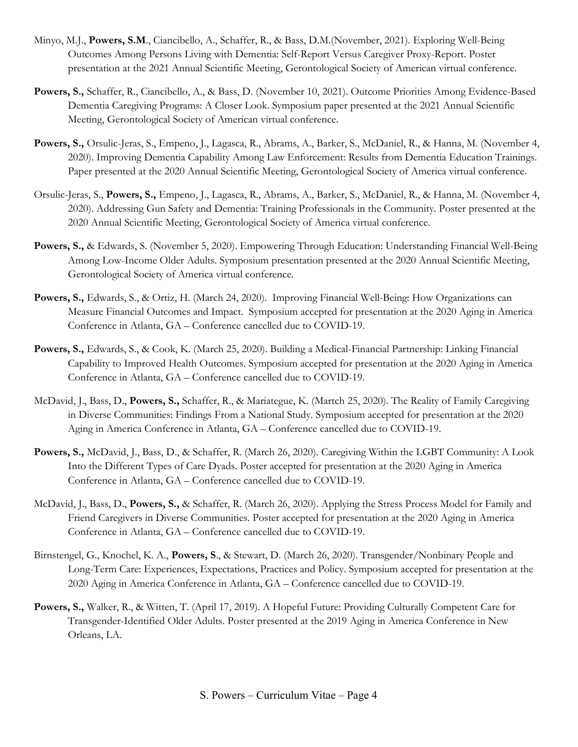Minyo, M.J., **Powers, S.M**., Ciancibello, A., Schaffer, R., & Bass, D.M.(November, 2021). Exploring Well-Being Outcomes Among Persons Living with Dementia: Self-Report Versus Caregiver Proxy-Report. Poster presentation at the 2021 Annual Scientific Meeting, Gerontological Society of American virtual conference.

**Powers, S.,** Schaffer, R., Ciancibello, A., & Bass, D. (November 10, 2021). Outcome Priorities Among Evidence-Based Dementia Caregiving Programs: A Closer Look. Symposium paper presented at the 2021 Annual Scientific Meeting, Gerontological Society of American virtual conference.

**Powers, S.,** Orsulic-Jeras, S., Empeno, J., Lagasca, R., Abrams, A., Barker, S., McDaniel, R., & Hanna, M. (November 4, 2020). Improving Dementia Capability Among Law Enforcement: Results from Dementia Education Trainings. Paper presented at the 2020 Annual Scientific Meeting, Gerontological Society of America virtual conference.

Orsulic-Jeras, S., **Powers, S.,** Empeno, J., Lagasca, R., Abrams, A., Barker, S., McDaniel, R., & Hanna, M. (November 4, 2020). Addressing Gun Safety and Dementia: Training Professionals in the Community. Poster presented at the 2020 Annual Scientific Meeting, Gerontological Society of America virtual conference.

**Powers, S.,** & Edwards, S. (November 5, 2020). Empowering Through Education: Understanding Financial Well-Being Among Low-Income Older Adults. Symposium presentation presented at the 2020 Annual Scientific Meeting, Gerontological Society of America virtual conference.

**Powers, S.,** Edwards, S., & Ortiz, H. (March 24, 2020). Improving Financial Well-Being: How Organizations can Measure Financial Outcomes and Impact. Symposium accepted for presentation at the 2020 Aging in America Conference in Atlanta, GA – Conference cancelled due to COVID-19.

**Powers, S.,** Edwards, S., & Cook, K. (March 25, 2020). Building a Medical-Financial Partnership: Linking Financial Capability to Improved Health Outcomes. Symposium accepted for presentation at the 2020 Aging in America Conference in Atlanta, GA – Conference cancelled due to COVID-19.

McDavid, J., Bass, D., **Powers, S.,** Schaffer, R., & Mariategue, K. (Martch 25, 2020). The Reality of Family Caregiving in Diverse Communities: Findings From a National Study. Symposium accepted for presentation at the 2020 Aging in America Conference in Atlanta, GA – Conference cancelled due to COVID-19.

**Powers, S.,** McDavid, J., Bass, D., & Schaffer, R. (March 26, 2020). Caregiving Within the LGBT Community: A Look Into the Different Types of Care Dyads. Poster accepted for presentation at the 2020 Aging in America Conference in Atlanta, GA – Conference cancelled due to COVID-19.

McDavid, J., Bass, D., **Powers, S.,** & Schaffer, R. (March 26, 2020). Applying the Stress Process Model for Family and Friend Caregivers in Diverse Communities. Poster accepted for presentation at the 2020 Aging in America Conference in Atlanta, GA – Conference cancelled due to COVID-19.

Birnstengel, G., Knochel, K. A., **Powers, S**., & Stewart, D. (March 26, 2020). Transgender/Nonbinary People and Long-Term Care: Experiences, Expectations, Practices and Policy. Symposium accepted for presentation at the 2020 Aging in America Conference in Atlanta, GA – Conference cancelled due to COVID-19.

**Powers, S.,** Walker, R., & Witten, T. (April 17, 2019). A Hopeful Future: Providing Culturally Competent Care for Transgender-Identified Older Adults. Poster presented at the 2019 Aging in America Conference in New Orleans, LA.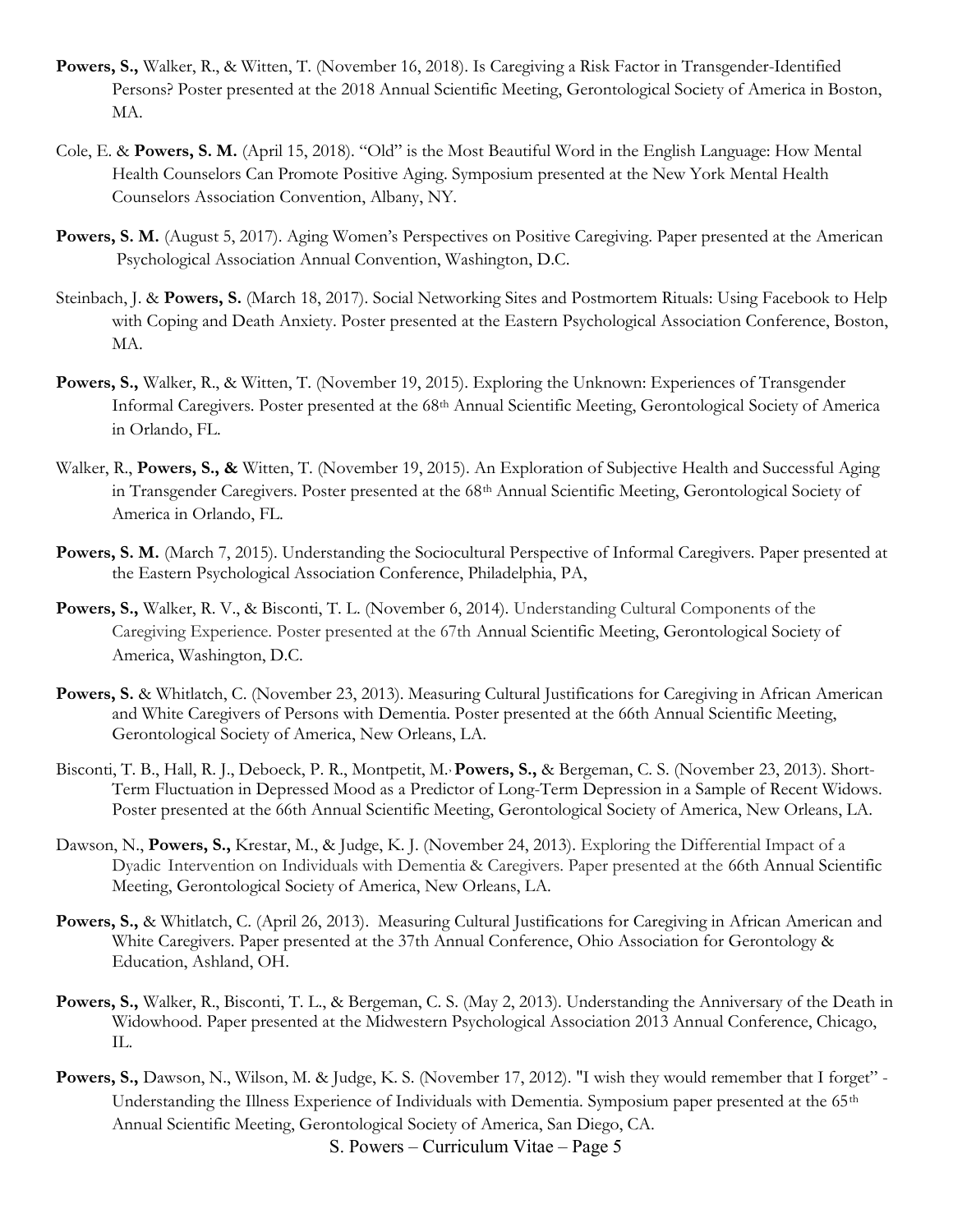**Powers, S.,** Walker, R., & Witten, T. (November 16, 2018). Is Caregiving a Risk Factor in Transgender-Identified Persons? Poster presented at the 2018 Annual Scientific Meeting, Gerontological Society of America in Boston, MA.

Cole, E. & **Powers, S. M.** (April 15, 2018). "Old" is the Most Beautiful Word in the English Language: How Mental Health Counselors Can Promote Positive Aging. Symposium presented at the New York Mental Health Counselors Association Convention, Albany, NY.

**Powers, S. M.** (August 5, 2017). Aging Women's Perspectives on Positive Caregiving. Paper presented at the American Psychological Association Annual Convention, Washington, D.C.

Steinbach, J. & **Powers, S.** (March 18, 2017). Social Networking Sites and Postmortem Rituals: Using Facebook to Help with Coping and Death Anxiety. Poster presented at the Eastern Psychological Association Conference, Boston, MA.

**Powers, S.,** Walker, R., & Witten, T. (November 19, 2015). Exploring the Unknown: Experiences of Transgender Informal Caregivers. Poster presented at the 68th Annual Scientific Meeting, Gerontological Society of America in Orlando, FL.

Walker, R., **Powers, S., &** Witten, T. (November 19, 2015). An Exploration of Subjective Health and Successful Aging in Transgender Caregivers. Poster presented at the 68th Annual Scientific Meeting, Gerontological Society of America in Orlando, FL.

**Powers, S. M.** (March 7, 2015). Understanding the Sociocultural Perspective of Informal Caregivers. Paper presented at the Eastern Psychological Association Conference, Philadelphia, PA,

**Powers, S.,** Walker, R. V., & Bisconti, T. L. (November 6, 2014). Understanding Cultural Components of the Caregiving Experience. Poster presented at the 67th Annual Scientific Meeting, Gerontological Society of America, Washington, D.C.

**Powers, S.** & Whitlatch, C. (November 23, 2013). Measuring Cultural Justifications for Caregiving in African American and White Caregivers of Persons with Dementia. Poster presented at the 66th Annual Scientific Meeting, Gerontological Society of America, New Orleans, LA.

Bisconti, T. B., Hall, R. J., Deboeck, P. R., Montpetit, M.. **Powers, S.,** & Bergeman, C. S. (November 23, 2013). Short-Term Fluctuation in Depressed Mood as a Predictor of Long-Term Depression in a Sample of Recent Widows. Poster presented at the 66th Annual Scientific Meeting, Gerontological Society of America, New Orleans, LA.

Dawson, N., **Powers, S.,** Krestar, M., & Judge, K. J. (November 24, 2013). Exploring the Differential Impact of a Dyadic Intervention on Individuals with Dementia & Caregivers. Paper presented at the 66th Annual Scientific Meeting, Gerontological Society of America, New Orleans, LA.

**Powers, S.,** & Whitlatch, C. (April 26, 2013). Measuring Cultural Justifications for Caregiving in African American and White Caregivers. Paper presented at the 37th Annual Conference, Ohio Association for Gerontology & Education, Ashland, OH.

**Powers, S.,** Walker, R., Bisconti, T. L., & Bergeman, C. S. (May 2, 2013). Understanding the Anniversary of the Death in Widowhood. Paper presented at the Midwestern Psychological Association 2013 Annual Conference, Chicago, IL.

**Powers, S.,** Dawson, N., Wilson, M. & Judge, K. S. (November 17, 2012). "I wish they would remember that I forget" - Understanding the Illness Experience of Individuals with Dementia. Symposium paper presented at the 65th Annual Scientific Meeting, Gerontological Society of America, San Diego, CA.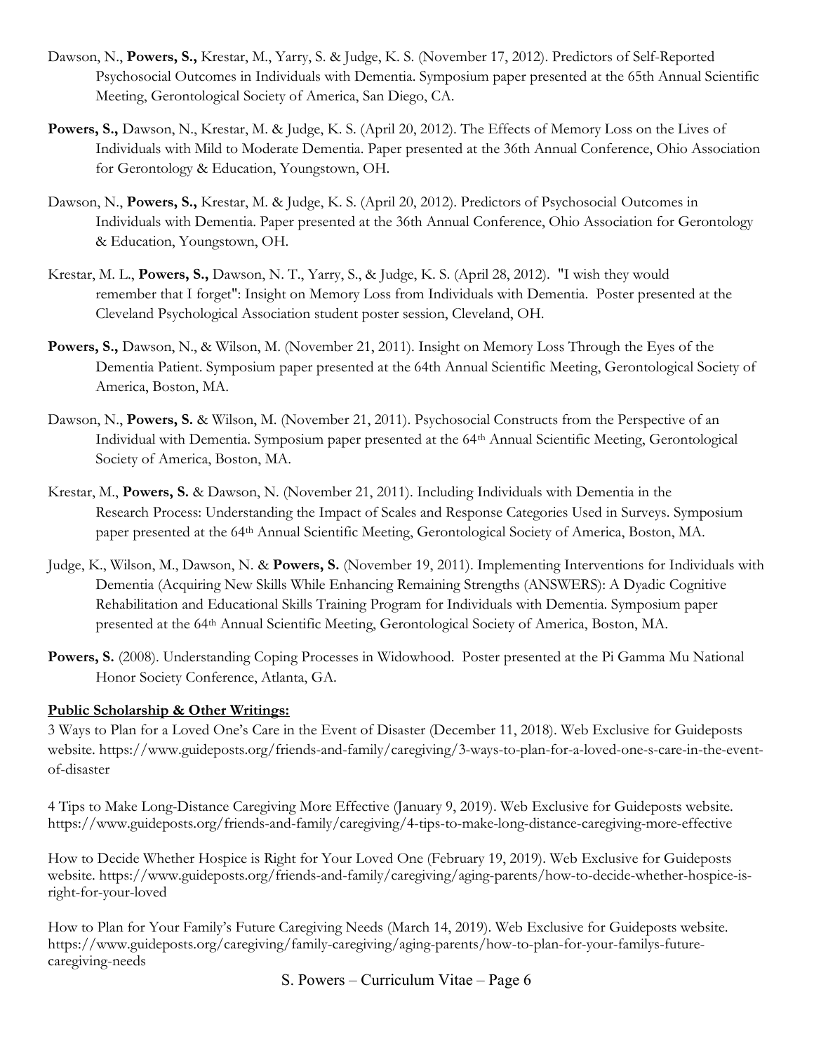Dawson, N., **Powers, S.,** Krestar, M., Yarry, S. & Judge, K. S. (November 17, 2012). Predictors of Self-Reported Psychosocial Outcomes in Individuals with Dementia. Symposium paper presented at the 65th Annual Scientific Meeting, Gerontological Society of America, San Diego, CA.

**Powers, S.,** Dawson, N., Krestar, M. & Judge, K. S. (April 20, 2012). The Effects of Memory Loss on the Lives of Individuals with Mild to Moderate Dementia. Paper presented at the 36th Annual Conference, Ohio Association for Gerontology & Education, Youngstown, OH.

Dawson, N., **Powers, S.,** Krestar, M. & Judge, K. S. (April 20, 2012). Predictors of Psychosocial Outcomes in Individuals with Dementia. Paper presented at the 36th Annual Conference, Ohio Association for Gerontology & Education, Youngstown, OH.

Krestar, M. L., **Powers, S.,** Dawson, N. T., Yarry, S., & Judge, K. S. (April 28, 2012). "I wish they would remember that I forget": Insight on Memory Loss from Individuals with Dementia. Poster presented at the Cleveland Psychological Association student poster session, Cleveland, OH.

**Powers, S.,** Dawson, N., & Wilson, M. (November 21, 2011). Insight on Memory Loss Through the Eyes of the Dementia Patient. Symposium paper presented at the 64th Annual Scientific Meeting, Gerontological Society of America, Boston, MA.

Dawson, N., **Powers, S.** & Wilson, M. (November 21, 2011). Psychosocial Constructs from the Perspective of an Individual with Dementia. Symposium paper presented at the 64th Annual Scientific Meeting, Gerontological Society of America, Boston, MA.

Krestar, M., **Powers, S.** & Dawson, N. (November 21, 2011). Including Individuals with Dementia in the Research Process: Understanding the Impact of Scales and Response Categories Used in Surveys. Symposium paper presented at the 64th Annual Scientific Meeting, Gerontological Society of America, Boston, MA.

Judge, K., Wilson, M., Dawson, N. & **Powers, S.** (November 19, 2011). Implementing Interventions for Individuals with Dementia (Acquiring New Skills While Enhancing Remaining Strengths (ANSWERS): A Dyadic Cognitive Rehabilitation and Educational Skills Training Program for Individuals with Dementia. Symposium paper presented at the 64th Annual Scientific Meeting, Gerontological Society of America, Boston, MA.

**Powers, S.** (2008). Understanding Coping Processes in Widowhood. Poster presented at the Pi Gamma Mu National Honor Society Conference, Atlanta, GA.

**Public Scholarship & Other Writings:**

3 Ways to Plan for a Loved One's Care in the Event of Disaster (December 11, 2018). Web Exclusive for Guideposts website. https://www.guideposts.org/friends-and-family/caregiving/3-ways-to-plan-for-a-loved-one-s-care-in-the-event-of-disaster

4 Tips to Make Long-Distance Caregiving More Effective (January 9, 2019). Web Exclusive for Guideposts website. https://www.guideposts.org/friends-and-family/caregiving/4-tips-to-make-long-distance-caregiving-more-effective

How to Decide Whether Hospice is Right for Your Loved One (February 19, 2019). Web Exclusive for Guideposts website. https://www.guideposts.org/friends-and-family/caregiving/aging-parents/how-to-decide-whether-hospice-is-right-for-your-loved

How to Plan for Your Family's Future Caregiving Needs (March 14, 2019). Web Exclusive for Guideposts website. https://www.guideposts.org/caregiving/family-caregiving/aging-parents/how-to-plan-for-your-familys-future-caregiving-needs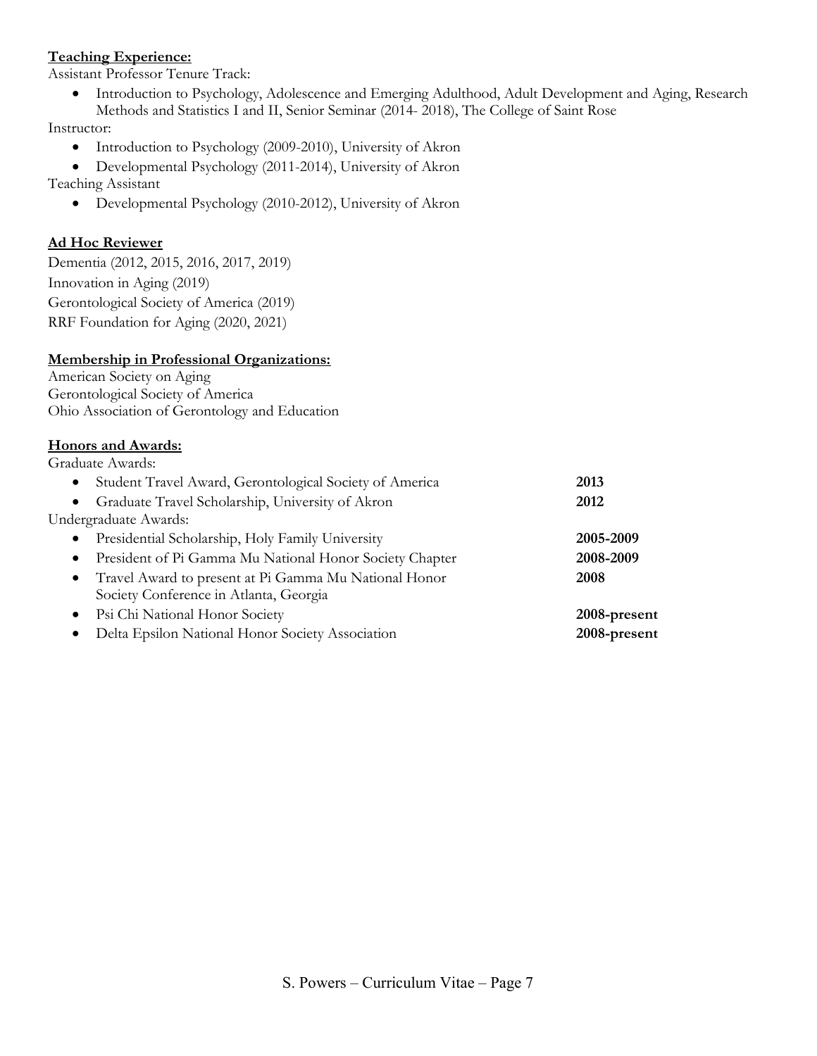**Teaching Experience:**

Assistant Professor Tenure Track:

- Introduction to Psychology, Adolescence and Emerging Adulthood, Adult Development and Aging, Research Methods and Statistics I and II, Senior Seminar (2014- 2018), The College of Saint Rose

Instructor:

- Introduction to Psychology (2009-2010), University of Akron
- Developmental Psychology (2011-2014), University of Akron

Teaching Assistant

- Developmental Psychology (2010-2012), University of Akron

**Ad Hoc Reviewer**

Dementia (2012, 2015, 2016, 2017, 2019)
Innovation in Aging (2019)
Gerontological Society of America (2019)
RRF Foundation for Aging (2020, 2021)

**Membership in Professional Organizations:**

American Society on Aging
Gerontological Society of America
Ohio Association of Gerontology and Education

**Honors and Awards:**

Graduate Awards:

- Student Travel Award, Gerontological Society of America **2013**
- Graduate Travel Scholarship, University of Akron **2012**

Undergraduate Awards:

- Presidential Scholarship, Holy Family University **2005-2009**
- President of Pi Gamma Mu National Honor Society Chapter **2008-2009**
- Travel Award to present at Pi Gamma Mu National Honor Society Conference in Atlanta, Georgia **2008**
- Psi Chi National Honor Society **2008-present**
- Delta Epsilon National Honor Society Association **2008-present**